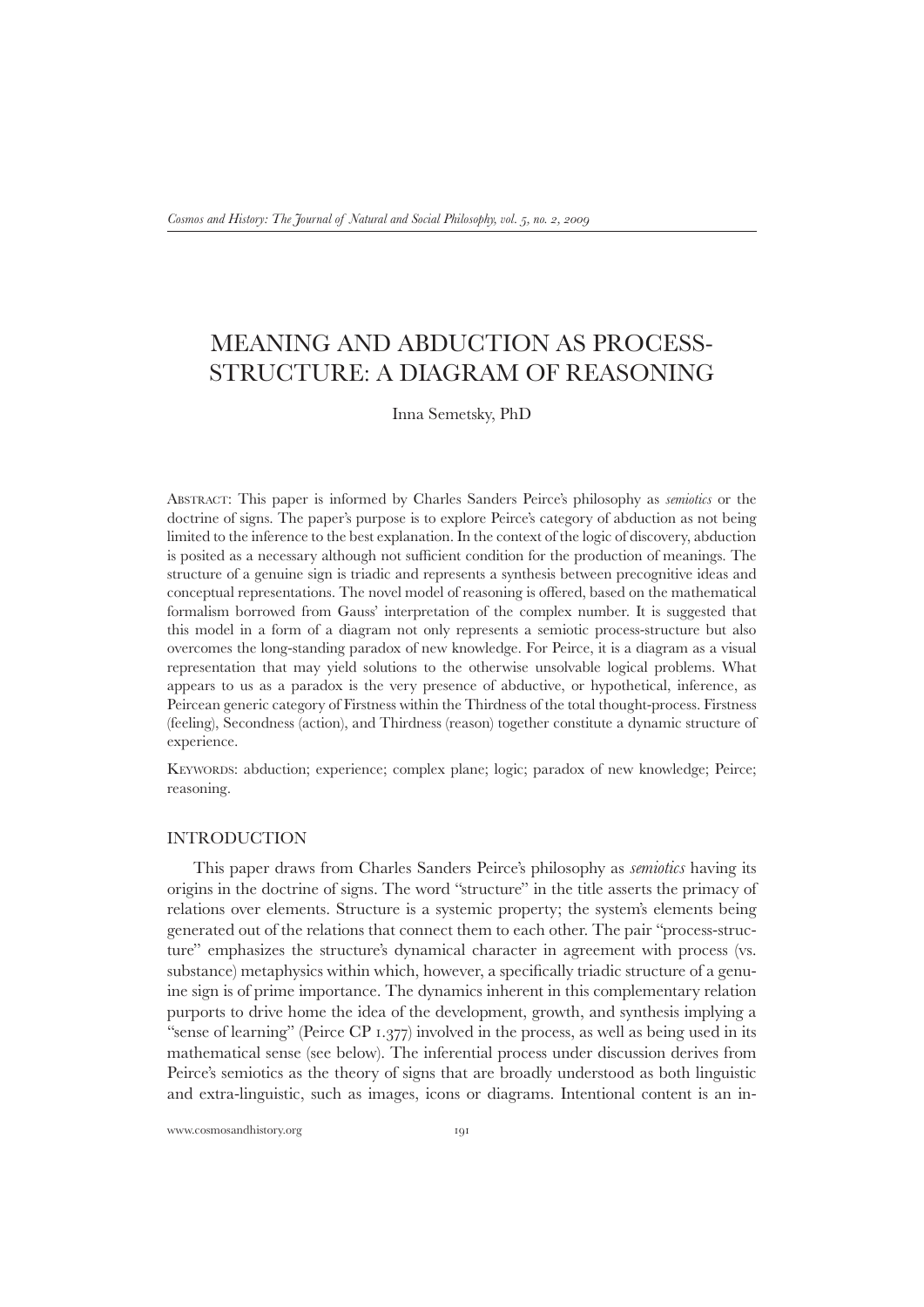# MEANING AND ABDUCTION AS PROCESS-STRUCTURE: A DIAGRAM OF REASONING

Inna Semetsky, PhD

ABSTRACT: This paper is informed by Charles Sanders Peirce's philosophy as *semiotics* or the doctrine of signs. The paper's purpose is to explore Peirce's category of abduction as not being limited to the inference to the best explanation. In the context of the logic of discovery, abduction is posited as a necessary although not sufficient condition for the production of meanings. The structure of a genuine sign is triadic and represents a synthesis between precognitive ideas and conceptual representations. The novel model of reasoning is offered, based on the mathematical formalism borrowed from Gauss' interpretation of the complex number. It is suggested that this model in a form of a diagram not only represents a semiotic process-structure but also overcomes the long-standing paradox of new knowledge. For Peirce, it is a diagram as a visual representation that may yield solutions to the otherwise unsolvable logical problems. What appears to us as a paradox is the very presence of abductive, or hypothetical, inference, as Peircean generic category of Firstness within the Thirdness of the total thought-process. Firstness (feeling), Secondness (action), and Thirdness (reason) together constitute a dynamic structure of experience.

KEYWORDS: abduction; experience; complex plane; logic; paradox of new knowledge; Peirce; reasoning.

## INTRODUCTION

This paper draws from Charles Sanders Peirce's philosophy as *semiotics* having its origins in the doctrine of signs. The word "structure" in the title asserts the primacy of relations over elements. Structure is a systemic property; the system's elements being generated out of the relations that connect them to each other. The pair "process-structure" emphasizes the structure's dynamical character in agreement with process (vs. substance) metaphysics within which, however, a specifically triadic structure of a genuine sign is of prime importance. The dynamics inherent in this complementary relation purports to drive home the idea of the development, growth, and synthesis implying a "sense of learning" (Peirce CP 1.377) involved in the process, as well as being used in its mathematical sense (see below). The inferential process under discussion derives from Peirce's semiotics as the theory of signs that are broadly understood as both linguistic and extra-linguistic, such as images, icons or diagrams. Intentional content is an in-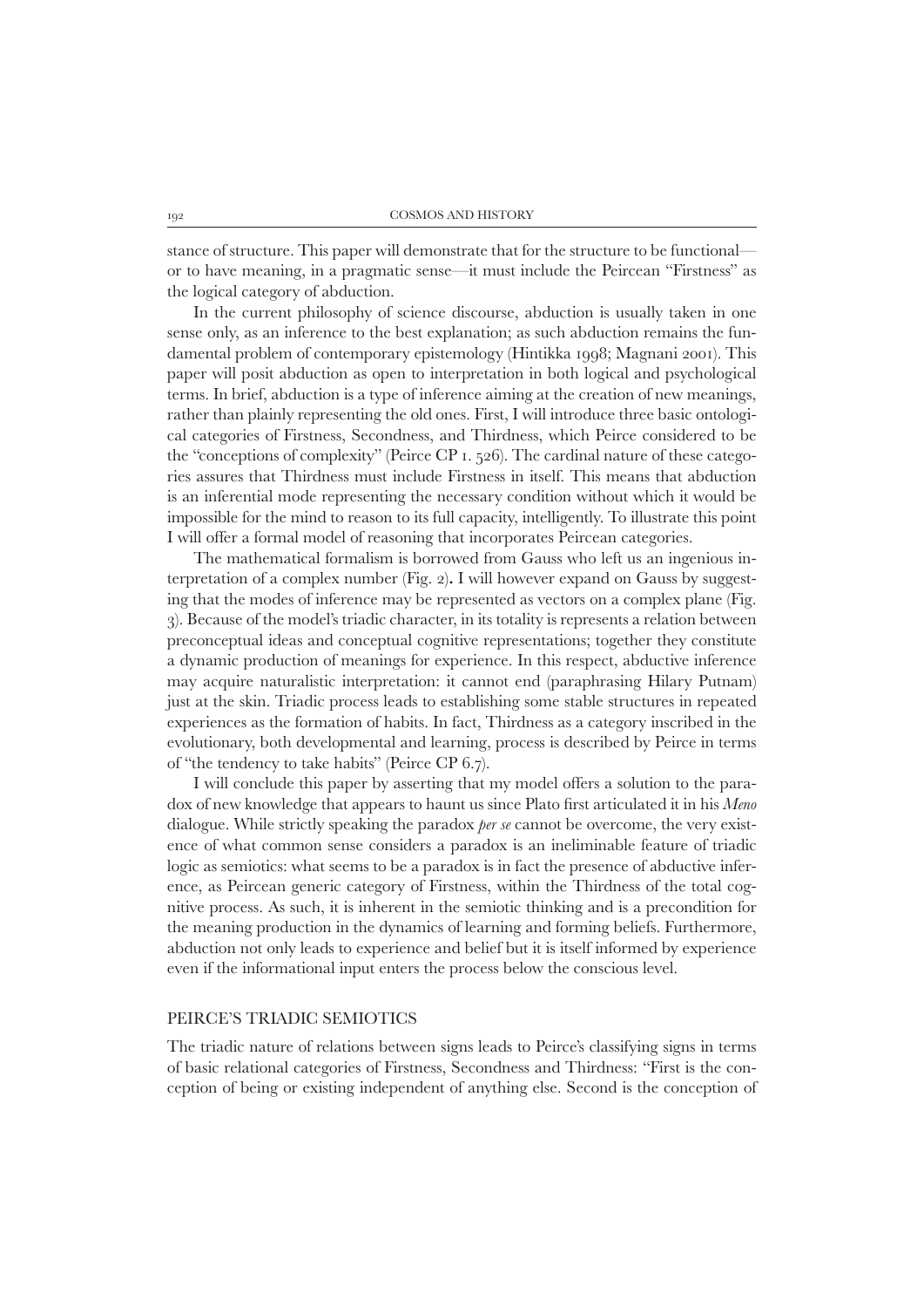stance of structure. This paper will demonstrate that for the structure to be functional—or to have meaning, in a pragmatic sense—it must include the Peircean "Firstness" as the logical category of abduction.

In the current philosophy of science discourse, abduction is usually taken in one sense only, as an inference to the best explanation; as such abduction remains the fundamental problem of contemporary epistemology (Hintikka 1998; Magnani 2001). This paper will posit abduction as open to interpretation in both logical and psychological terms. In brief, abduction is a type of inference aiming at the creation of new meanings, rather than plainly representing the old ones. First, I will introduce three basic ontological categories of Firstness, Secondness, and Thirdness, which Peirce considered to be the "conceptions of complexity" (Peirce CP 1. 526). The cardinal nature of these categories assures that Thirdness must include Firstness in itself. This means that abduction is an inferential mode representing the necessary condition without which it would be impossible for the mind to reason to its full capacity, intelligently. To illustrate this point I will offer a formal model of reasoning that incorporates Peircean categories.

The mathematical formalism is borrowed from Gauss who left us an ingenious interpretation of a complex number (Fig. 2). I will however expand on Gauss by suggesting that the modes of inference may be represented as vectors on a complex plane (Fig. 3). Because of the model's triadic character, in its totality is represents a relation between preconceptual ideas and conceptual cognitive representations; together they constitute a dynamic production of meanings for experience. In this respect, abductive inference may acquire naturalistic interpretation: it cannot end (paraphrasing Hilary Putnam) just at the skin. Triadic process leads to establishing some stable structures in repeated experiences as the formation of habits. In fact, Thirdness as a category inscribed in the evolutionary, both developmental and learning, process is described by Peirce in terms of "the tendency to take habits" (Peirce CP 6.7).

I will conclude this paper by asserting that my model offers a solution to the paradox of new knowledge that appears to haunt us since Plato first articulated it in his *Meno* dialogue. While strictly speaking the paradox *per se* cannot be overcome, the very existence of what common sense considers a paradox is an ineliminable feature of triadic logic as semiotics: what seems to be a paradox is in fact the presence of abductive inference, as Peircean generic category of Firstness, within the Thirdness of the total cognitive process. As such, it is inherent in the semiotic thinking and is a precondition for the meaning production in the dynamics of learning and forming beliefs. Furthermore, abduction not only leads to experience and belief but it is itself informed by experience even if the informational input enters the process below the conscious level.

## PEIRCE'S TRIADIC SEMIOTICS

The triadic nature of relations between signs leads to Peirce's classifying signs in terms of basic relational categories of Firstness, Secondness and Thirdness: "First is the conception of being or existing independent of anything else. Second is the conception of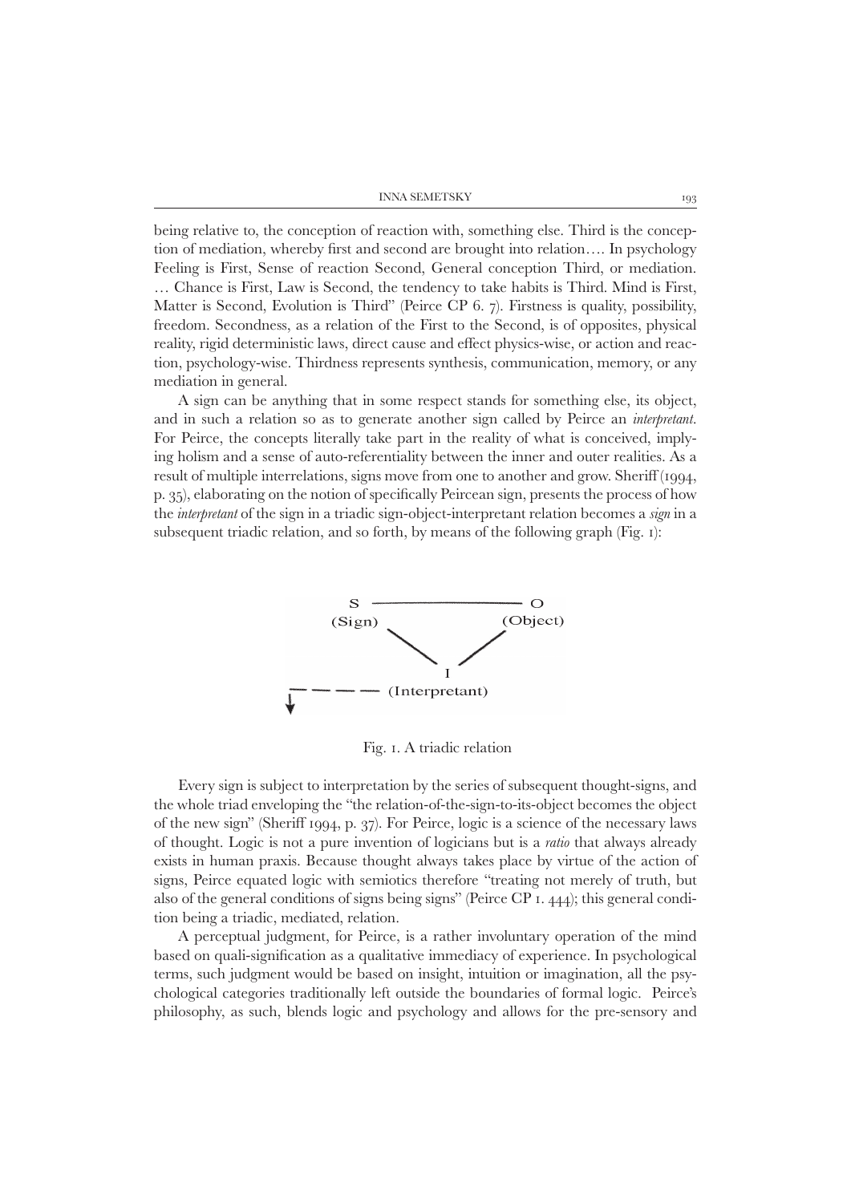being relative to, the conception of reaction with, something else. Third is the conception of mediation, whereby first and second are brought into relation…. In psychology Feeling is First, Sense of reaction Second, General conception Third, or mediation. … Chance is First, Law is Second, the tendency to take habits is Third. Mind is First, Matter is Second, Evolution is Third" (Peirce CP 6. 7). Firstness is quality, possibility, freedom. Secondness, as a relation of the First to the Second, is of opposites, physical reality, rigid deterministic laws, direct cause and effect physics-wise, or action and reaction, psychology-wise. Thirdness represents synthesis, communication, memory, or any mediation in general.

A sign can be anything that in some respect stands for something else, its object, and in such a relation so as to generate another sign called by Peirce an *interpretant*. For Peirce, the concepts literally take part in the reality of what is conceived, implying holism and a sense of auto-referentiality between the inner and outer realities. As a result of multiple interrelations, signs move from one to another and grow. Sheriff (1994, p. 35), elaborating on the notion of specifically Peircean sign, presents the process of how the *interpretant* of the sign in a triadic sign-object-interpretant relation becomes a *sign* in a subsequent triadic relation, and so forth, by means of the following graph (Fig. 1):

S (Sign) — O (Object)
I (Interpretant)

Fig. 1. A triadic relation

Every sign is subject to interpretation by the series of subsequent thought-signs, and the whole triad enveloping the "the relation-of-the-sign-to-its-object becomes the object of the new sign" (Sheriff 1994, p. 37). For Peirce, logic is a science of the necessary laws of thought. Logic is not a pure invention of logicians but is a *ratio* that always already exists in human praxis. Because thought always takes place by virtue of the action of signs, Peirce equated logic with semiotics therefore "treating not merely of truth, but also of the general conditions of signs being signs" (Peirce CP 1. 444); this general condition being a triadic, mediated, relation.

A perceptual judgment, for Peirce, is a rather involuntary operation of the mind based on quali-signification as a qualitative immediacy of experience. In psychological terms, such judgment would be based on insight, intuition or imagination, all the psychological categories traditionally left outside the boundaries of formal logic. Peirce's philosophy, as such, blends logic and psychology and allows for the pre-sensory and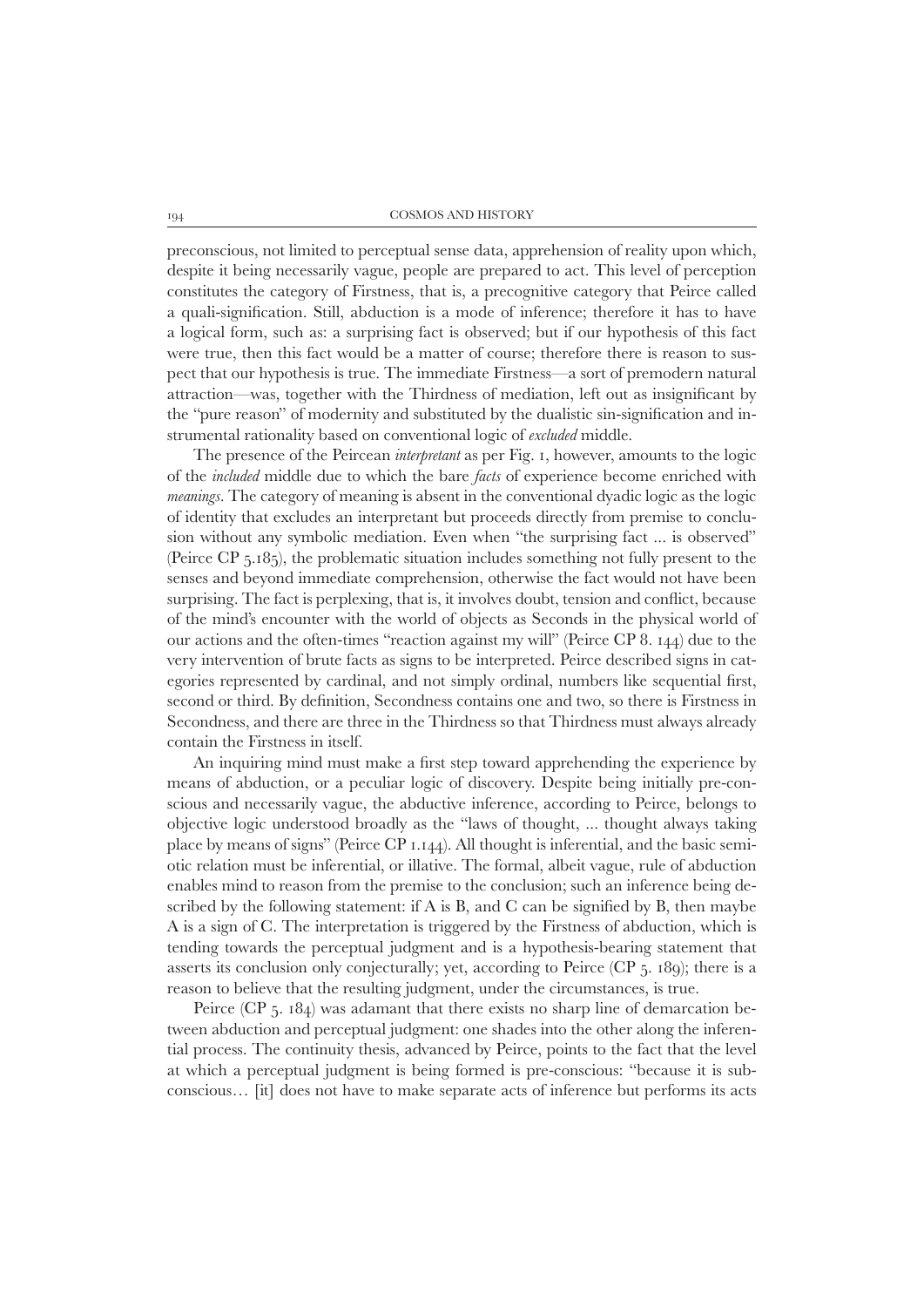preconscious, not limited to perceptual sense data, apprehension of reality upon which, despite it being necessarily vague, people are prepared to act. This level of perception constitutes the category of Firstness, that is, a precognitive category that Peirce called a quali-signification. Still, abduction is a mode of inference; therefore it has to have a logical form, such as: a surprising fact is observed; but if our hypothesis of this fact were true, then this fact would be a matter of course; therefore there is reason to suspect that our hypothesis is true. The immediate Firstness—a sort of premodern natural attraction—was, together with the Thirdness of mediation, left out as insignificant by the "pure reason" of modernity and substituted by the dualistic sin-signification and instrumental rationality based on conventional logic of *excluded* middle.

The presence of the Peircean *interpretant* as per Fig. 1, however, amounts to the logic of the *included* middle due to which the bare *facts* of experience become enriched with *meanings*. The category of meaning is absent in the conventional dyadic logic as the logic of identity that excludes an interpretant but proceeds directly from premise to conclusion without any symbolic mediation. Even when "the surprising fact ... is observed" (Peirce CP 5.185), the problematic situation includes something not fully present to the senses and beyond immediate comprehension, otherwise the fact would not have been surprising. The fact is perplexing, that is, it involves doubt, tension and conflict, because of the mind's encounter with the world of objects as Seconds in the physical world of our actions and the often-times "reaction against my will" (Peirce CP 8. 144) due to the very intervention of brute facts as signs to be interpreted. Peirce described signs in categories represented by cardinal, and not simply ordinal, numbers like sequential first, second or third. By definition, Secondness contains one and two, so there is Firstness in Secondness, and there are three in the Thirdness so that Thirdness must always already contain the Firstness in itself.

An inquiring mind must make a first step toward apprehending the experience by means of abduction, or a peculiar logic of discovery. Despite being initially pre-conscious and necessarily vague, the abductive inference, according to Peirce, belongs to objective logic understood broadly as the "laws of thought, ... thought always taking place by means of signs" (Peirce CP 1.144). All thought is inferential, and the basic semiotic relation must be inferential, or illative. The formal, albeit vague, rule of abduction enables mind to reason from the premise to the conclusion; such an inference being described by the following statement: if A is B, and C can be signified by B, then maybe A is a sign of C. The interpretation is triggered by the Firstness of abduction, which is tending towards the perceptual judgment and is a hypothesis-bearing statement that asserts its conclusion only conjecturally; yet, according to Peirce (CP 5. 189); there is a reason to believe that the resulting judgment, under the circumstances, is true.

Peirce (CP 5. 184) was adamant that there exists no sharp line of demarcation between abduction and perceptual judgment: one shades into the other along the inferential process. The continuity thesis, advanced by Peirce, points to the fact that the level at which a perceptual judgment is being formed is pre-conscious: "because it is subconscious… [it] does not have to make separate acts of inference but performs its acts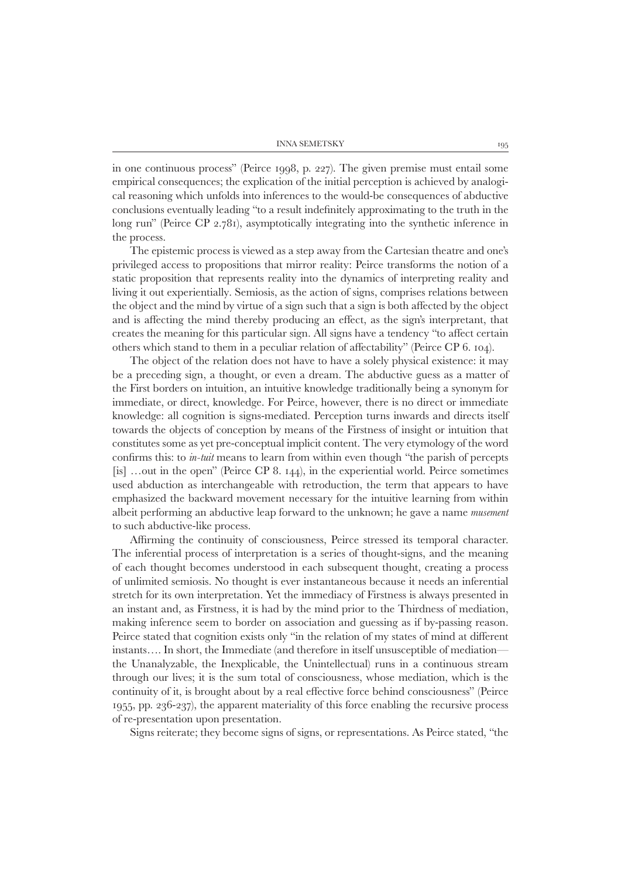in one continuous process" (Peirce 1998, p. 227). The given premise must entail some empirical consequences; the explication of the initial perception is achieved by analogical reasoning which unfolds into inferences to the would-be consequences of abductive conclusions eventually leading "to a result indefinitely approximating to the truth in the long run" (Peirce CP 2.781), asymptotically integrating into the synthetic inference in the process.

The epistemic process is viewed as a step away from the Cartesian theatre and one's privileged access to propositions that mirror reality: Peirce transforms the notion of a static proposition that represents reality into the dynamics of interpreting reality and living it out experientially. Semiosis, as the action of signs, comprises relations between the object and the mind by virtue of a sign such that a sign is both affected by the object and is affecting the mind thereby producing an effect, as the sign's interpretant, that creates the meaning for this particular sign. All signs have a tendency "to affect certain others which stand to them in a peculiar relation of affectability" (Peirce CP 6. 104).

The object of the relation does not have to have a solely physical existence: it may be a preceding sign, a thought, or even a dream. The abductive guess as a matter of the First borders on intuition, an intuitive knowledge traditionally being a synonym for immediate, or direct, knowledge. For Peirce, however, there is no direct or immediate knowledge: all cognition is signs-mediated. Perception turns inwards and directs itself towards the objects of conception by means of the Firstness of insight or intuition that constitutes some as yet pre-conceptual implicit content. The very etymology of the word confirms this: to *in-tuit* means to learn from within even though "the parish of percepts [is] …out in the open" (Peirce CP 8. 144), in the experiential world. Peirce sometimes used abduction as interchangeable with retroduction, the term that appears to have emphasized the backward movement necessary for the intuitive learning from within albeit performing an abductive leap forward to the unknown; he gave a name *musement* to such abductive-like process.

Affirming the continuity of consciousness, Peirce stressed its temporal character. The inferential process of interpretation is a series of thought-signs, and the meaning of each thought becomes understood in each subsequent thought, creating a process of unlimited semiosis. No thought is ever instantaneous because it needs an inferential stretch for its own interpretation. Yet the immediacy of Firstness is always presented in an instant and, as Firstness, it is had by the mind prior to the Thirdness of mediation, making inference seem to border on association and guessing as if by-passing reason. Peirce stated that cognition exists only "in the relation of my states of mind at different instants…. In short, the Immediate (and therefore in itself unsusceptible of mediation—the Unanalyzable, the Inexplicable, the Unintellectual) runs in a continuous stream through our lives; it is the sum total of consciousness, whose mediation, which is the continuity of it, is brought about by a real effective force behind consciousness" (Peirce 1955, pp. 236-237), the apparent materiality of this force enabling the recursive process of re-presentation upon presentation.

Signs reiterate; they become signs of signs, or representations. As Peirce stated, "the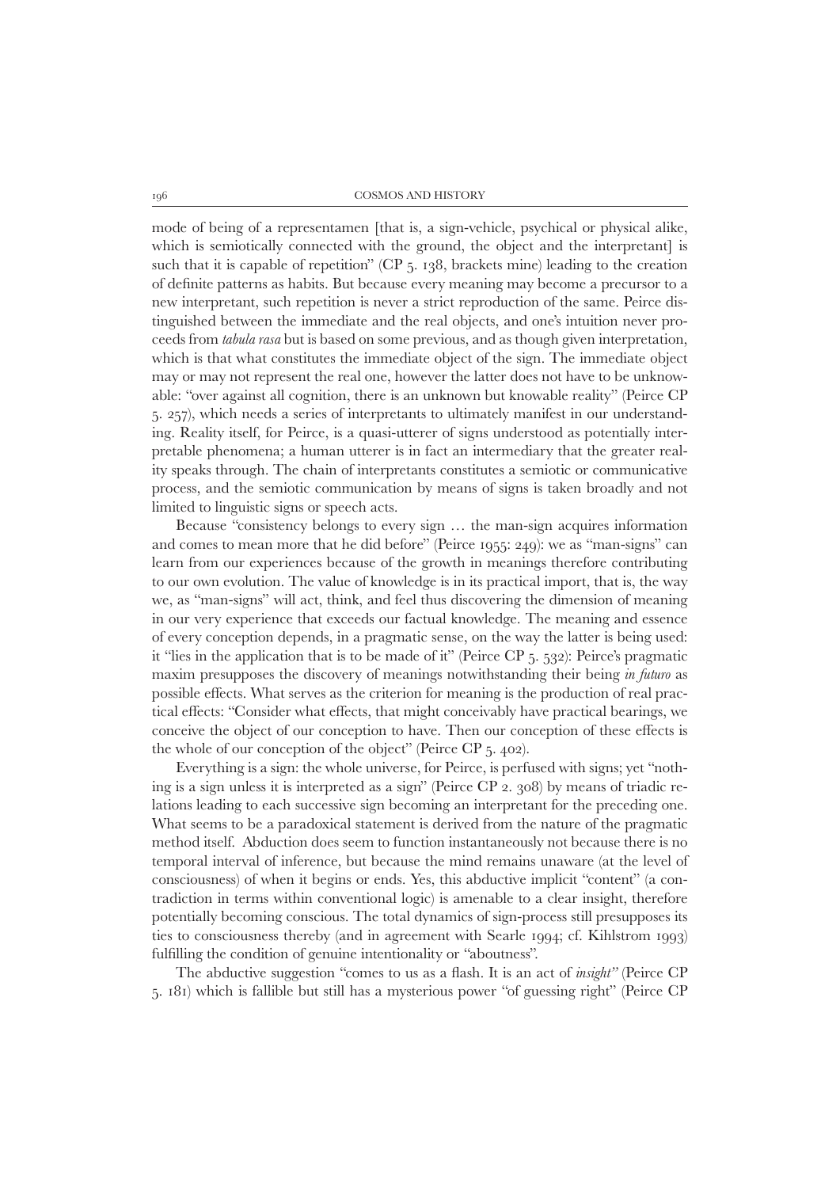mode of being of a representamen [that is, a sign-vehicle, psychical or physical alike, which is semiotically connected with the ground, the object and the interpretant] is such that it is capable of repetition" (CP 5. 138, brackets mine) leading to the creation of definite patterns as habits. But because every meaning may become a precursor to a new interpretant, such repetition is never a strict reproduction of the same. Peirce distinguished between the immediate and the real objects, and one's intuition never proceeds from *tabula rasa* but is based on some previous, and as though given interpretation, which is that what constitutes the immediate object of the sign. The immediate object may or may not represent the real one, however the latter does not have to be unknowable: "over against all cognition, there is an unknown but knowable reality" (Peirce CP 5. 257), which needs a series of interpretants to ultimately manifest in our understanding. Reality itself, for Peirce, is a quasi-utterer of signs understood as potentially interpretable phenomena; a human utterer is in fact an intermediary that the greater reality speaks through. The chain of interpretants constitutes a semiotic or communicative process, and the semiotic communication by means of signs is taken broadly and not limited to linguistic signs or speech acts.

Because "consistency belongs to every sign … the man-sign acquires information and comes to mean more that he did before" (Peirce 1955: 249): we as "man-signs" can learn from our experiences because of the growth in meanings therefore contributing to our own evolution. The value of knowledge is in its practical import, that is, the way we, as "man-signs" will act, think, and feel thus discovering the dimension of meaning in our very experience that exceeds our factual knowledge. The meaning and essence of every conception depends, in a pragmatic sense, on the way the latter is being used: it "lies in the application that is to be made of it" (Peirce CP 5. 532): Peirce's pragmatic maxim presupposes the discovery of meanings notwithstanding their being *in futuro* as possible effects. What serves as the criterion for meaning is the production of real practical effects: "Consider what effects, that might conceivably have practical bearings, we conceive the object of our conception to have. Then our conception of these effects is the whole of our conception of the object" (Peirce CP 5. 402).

Everything is a sign: the whole universe, for Peirce, is perfused with signs; yet "nothing is a sign unless it is interpreted as a sign" (Peirce CP 2. 308) by means of triadic relations leading to each successive sign becoming an interpretant for the preceding one. What seems to be a paradoxical statement is derived from the nature of the pragmatic method itself. Abduction does seem to function instantaneously not because there is no temporal interval of inference, but because the mind remains unaware (at the level of consciousness) of when it begins or ends. Yes, this abductive implicit "content" (a contradiction in terms within conventional logic) is amenable to a clear insight, therefore potentially becoming conscious. The total dynamics of sign-process still presupposes its ties to consciousness thereby (and in agreement with Searle 1994; cf. Kihlstrom 1993) fulfilling the condition of genuine intentionality or "aboutness".

The abductive suggestion "comes to us as a flash. It is an act of *insight*" (Peirce CP 5. 181) which is fallible but still has a mysterious power "of guessing right" (Peirce CP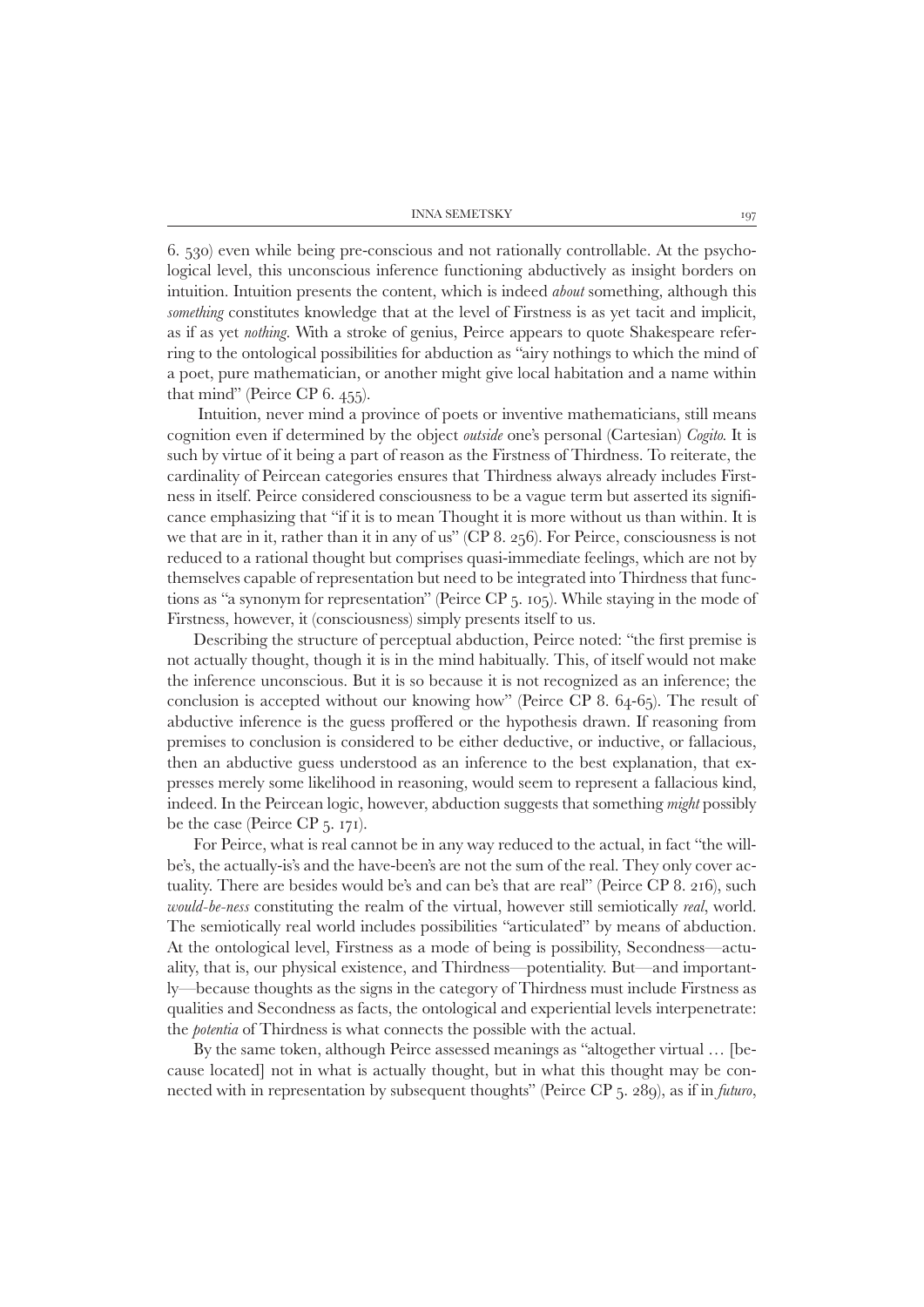6. 530) even while being pre-conscious and not rationally controllable. At the psychological level, this unconscious inference functioning abductively as insight borders on intuition. Intuition presents the content, which is indeed *about* something, although this *something* constitutes knowledge that at the level of Firstness is as yet tacit and implicit, as if as yet *nothing*. With a stroke of genius, Peirce appears to quote Shakespeare referring to the ontological possibilities for abduction as "airy nothings to which the mind of a poet, pure mathematician, or another might give local habitation and a name within that mind" (Peirce CP 6. 455).

Intuition, never mind a province of poets or inventive mathematicians, still means cognition even if determined by the object *outside* one's personal (Cartesian) *Cogito*. It is such by virtue of it being a part of reason as the Firstness of Thirdness. To reiterate, the cardinality of Peircean categories ensures that Thirdness always already includes Firstness in itself. Peirce considered consciousness to be a vague term but asserted its significance emphasizing that "if it is to mean Thought it is more without us than within. It is we that are in it, rather than it in any of us" (CP 8. 256). For Peirce, consciousness is not reduced to a rational thought but comprises quasi-immediate feelings, which are not by themselves capable of representation but need to be integrated into Thirdness that functions as "a synonym for representation" (Peirce CP 5. 105). While staying in the mode of Firstness, however, it (consciousness) simply presents itself to us.

Describing the structure of perceptual abduction, Peirce noted: "the first premise is not actually thought, though it is in the mind habitually. This, of itself would not make the inference unconscious. But it is so because it is not recognized as an inference; the conclusion is accepted without our knowing how" (Peirce CP 8. 64-65). The result of abductive inference is the guess proffered or the hypothesis drawn. If reasoning from premises to conclusion is considered to be either deductive, or inductive, or fallacious, then an abductive guess understood as an inference to the best explanation, that expresses merely some likelihood in reasoning, would seem to represent a fallacious kind, indeed. In the Peircean logic, however, abduction suggests that something *might* possibly be the case (Peirce CP 5. 171).

For Peirce, what is real cannot be in any way reduced to the actual, in fact "the will-be's, the actually-is's and the have-been's are not the sum of the real. They only cover actuality. There are besides would be's and can be's that are real" (Peirce CP 8. 216), such *would-be-ness* constituting the realm of the virtual, however still semiotically *real*, world. The semiotically real world includes possibilities "articulated" by means of abduction. At the ontological level, Firstness as a mode of being is possibility, Secondness—actuality, that is, our physical existence, and Thirdness—potentiality. But—and importantly—because thoughts as the signs in the category of Thirdness must include Firstness as qualities and Secondness as facts, the ontological and experiential levels interpenetrate: the *potentia* of Thirdness is what connects the possible with the actual.

By the same token, although Peirce assessed meanings as "altogether virtual … [because located] not in what is actually thought, but in what this thought may be connected with in representation by subsequent thoughts" (Peirce CP 5. 289), as if in *futuro*,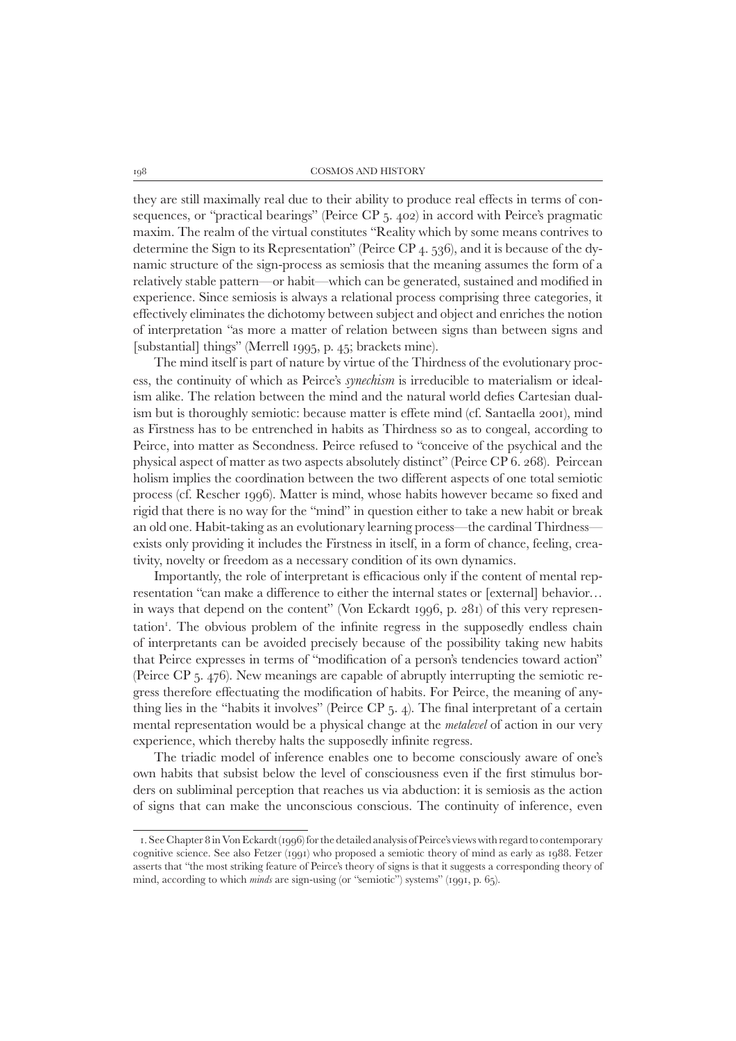they are still maximally real due to their ability to produce real effects in terms of consequences, or "practical bearings" (Peirce CP 5. 402) in accord with Peirce's pragmatic maxim. The realm of the virtual constitutes "Reality which by some means contrives to determine the Sign to its Representation" (Peirce CP 4. 536), and it is because of the dynamic structure of the sign-process as semiosis that the meaning assumes the form of a relatively stable pattern—or habit—which can be generated, sustained and modified in experience. Since semiosis is always a relational process comprising three categories, it effectively eliminates the dichotomy between subject and object and enriches the notion of interpretation "as more a matter of relation between signs than between signs and [substantial] things" (Merrell 1995, p. 45; brackets mine).

The mind itself is part of nature by virtue of the Thirdness of the evolutionary process, the continuity of which as Peirce's *synechism* is irreducible to materialism or idealism alike. The relation between the mind and the natural world defies Cartesian dualism but is thoroughly semiotic: because matter is effete mind (cf. Santaella 2001), mind as Firstness has to be entrenched in habits as Thirdness so as to congeal, according to Peirce, into matter as Secondness. Peirce refused to "conceive of the psychical and the physical aspect of matter as two aspects absolutely distinct" (Peirce CP 6. 268). Peircean holism implies the coordination between the two different aspects of one total semiotic process (cf. Rescher 1996). Matter is mind, whose habits however became so fixed and rigid that there is no way for the "mind" in question either to take a new habit or break an old one. Habit-taking as an evolutionary learning process—the cardinal Thirdness—exists only providing it includes the Firstness in itself, in a form of chance, feeling, creativity, novelty or freedom as a necessary condition of its own dynamics.

Importantly, the role of interpretant is efficacious only if the content of mental representation "can make a difference to either the internal states or [external] behavior… in ways that depend on the content" (Von Eckardt 1996, p. 281) of this very representation[1]. The obvious problem of the infinite regress in the supposedly endless chain of interpretants can be avoided precisely because of the possibility taking new habits that Peirce expresses in terms of "modification of a person's tendencies toward action" (Peirce CP 5. 476). New meanings are capable of abruptly interrupting the semiotic regress therefore effectuating the modification of habits. For Peirce, the meaning of anything lies in the "habits it involves" (Peirce CP 5. 4). The final interpretant of a certain mental representation would be a physical change at the *metalevel* of action in our very experience, which thereby halts the supposedly infinite regress.

The triadic model of inference enables one to become consciously aware of one's own habits that subsist below the level of consciousness even if the first stimulus borders on subliminal perception that reaches us via abduction: it is semiosis as the action of signs that can make the unconscious conscious. The continuity of inference, even

1. See Chapter 8 in Von Eckardt (1996) for the detailed analysis of Peirce's views with regard to contemporary cognitive science. See also Fetzer (1991) who proposed a semiotic theory of mind as early as 1988. Fetzer asserts that "the most striking feature of Peirce's theory of signs is that it suggests a corresponding theory of mind, according to which *minds* are sign-using (or "semiotic") systems" (1991, p. 65).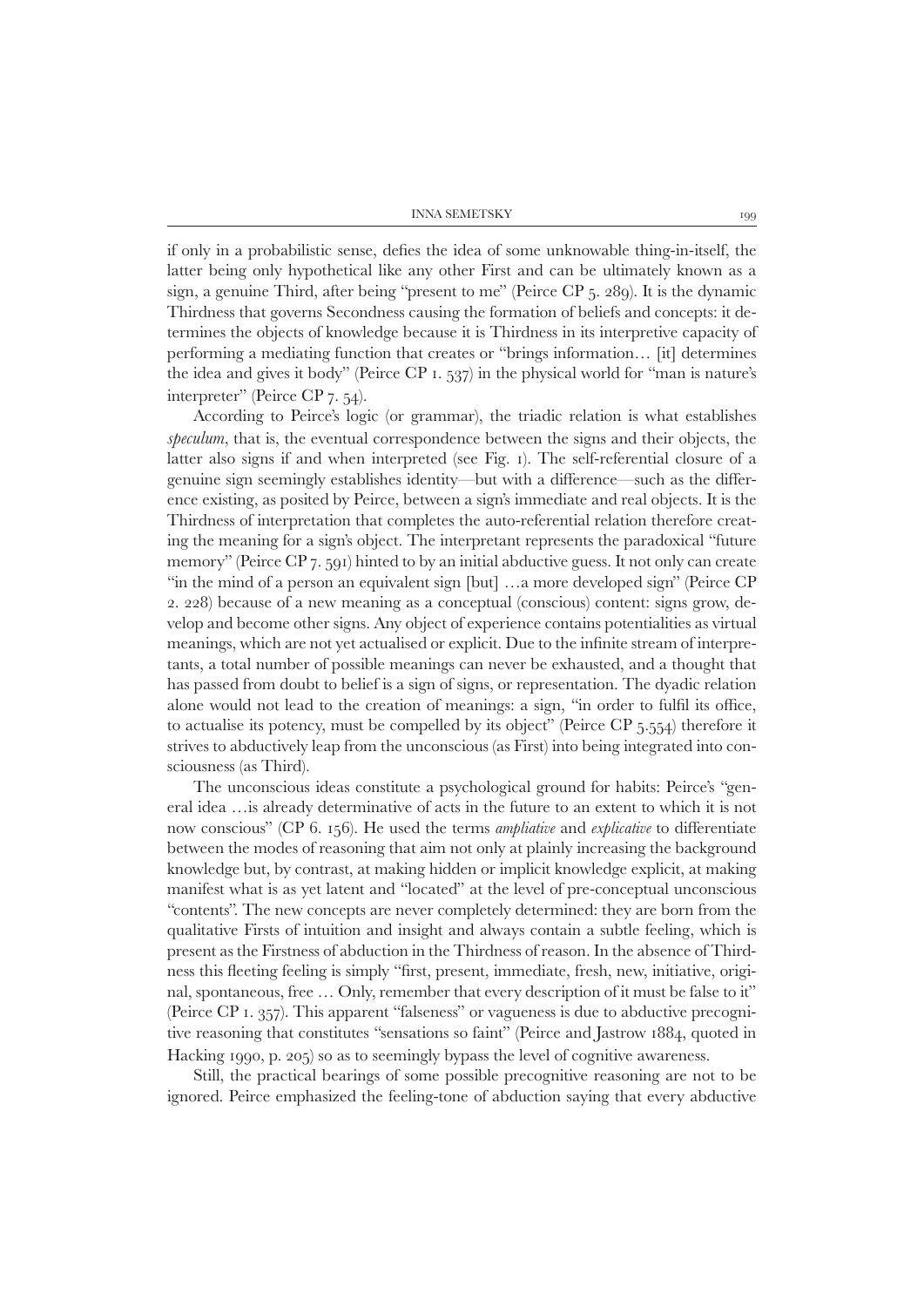if only in a probabilistic sense, defies the idea of some unknowable thing-in-itself, the latter being only hypothetical like any other First and can be ultimately known as a sign, a genuine Third, after being "present to me" (Peirce CP 5. 289). It is the dynamic Thirdness that governs Secondness causing the formation of beliefs and concepts: it determines the objects of knowledge because it is Thirdness in its interpretive capacity of performing a mediating function that creates or "brings information… [it] determines the idea and gives it body" (Peirce CP 1. 537) in the physical world for "man is nature's interpreter" (Peirce CP 7. 54).

According to Peirce's logic (or grammar), the triadic relation is what establishes *speculum*, that is, the eventual correspondence between the signs and their objects, the latter also signs if and when interpreted (see Fig. 1). The self-referential closure of a genuine sign seemingly establishes identity—but with a difference—such as the difference existing, as posited by Peirce, between a sign's immediate and real objects. It is the Thirdness of interpretation that completes the auto-referential relation therefore creating the meaning for a sign's object. The interpretant represents the paradoxical "future memory" (Peirce CP 7. 591) hinted to by an initial abductive guess. It not only can create "in the mind of a person an equivalent sign [but] …a more developed sign" (Peirce CP 2. 228) because of a new meaning as a conceptual (conscious) content: signs grow, develop and become other signs. Any object of experience contains potentialities as virtual meanings, which are not yet actualised or explicit. Due to the infinite stream of interpretants, a total number of possible meanings can never be exhausted, and a thought that has passed from doubt to belief is a sign of signs, or representation. The dyadic relation alone would not lead to the creation of meanings: a sign, "in order to fulfil its office, to actualise its potency, must be compelled by its object" (Peirce CP 5.554) therefore it strives to abductively leap from the unconscious (as First) into being integrated into consciousness (as Third).

The unconscious ideas constitute a psychological ground for habits: Peirce's "general idea …is already determinative of acts in the future to an extent to which it is not now conscious" (CP 6. 156). He used the terms *ampliative* and *explicative* to differentiate between the modes of reasoning that aim not only at plainly increasing the background knowledge but, by contrast, at making hidden or implicit knowledge explicit, at making manifest what is as yet latent and "located" at the level of pre-conceptual unconscious "contents". The new concepts are never completely determined: they are born from the qualitative Firsts of intuition and insight and always contain a subtle feeling, which is present as the Firstness of abduction in the Thirdness of reason. In the absence of Thirdness this fleeting feeling is simply "first, present, immediate, fresh, new, initiative, original, spontaneous, free … Only, remember that every description of it must be false to it" (Peirce CP 1. 357). This apparent "falseness" or vagueness is due to abductive precognitive reasoning that constitutes "sensations so faint" (Peirce and Jastrow 1884, quoted in Hacking 1990, p. 205) so as to seemingly bypass the level of cognitive awareness.

Still, the practical bearings of some possible precognitive reasoning are not to be ignored. Peirce emphasized the feeling-tone of abduction saying that every abductive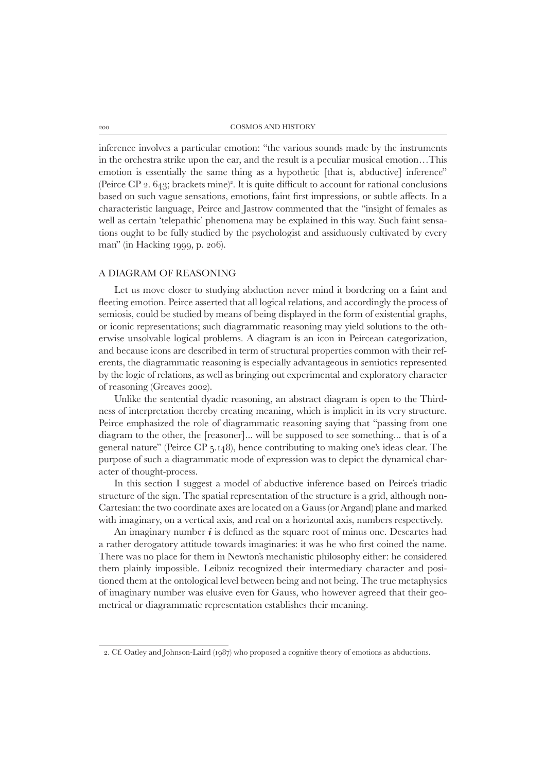inference involves a particular emotion: "the various sounds made by the instruments in the orchestra strike upon the ear, and the result is a peculiar musical emotion…This emotion is essentially the same thing as a hypothetic [that is, abductive] inference" (Peirce CP 2. 643; brackets mine)[2]. It is quite difficult to account for rational conclusions based on such vague sensations, emotions, faint first impressions, or subtle affects. In a characteristic language, Peirce and Jastrow commented that the "insight of females as well as certain 'telepathic' phenomena may be explained in this way. Such faint sensations ought to be fully studied by the psychologist and assiduously cultivated by every man" (in Hacking 1999, p. 206).

## A DIAGRAM OF REASONING

Let us move closer to studying abduction never mind it bordering on a faint and fleeting emotion. Peirce asserted that all logical relations, and accordingly the process of semiosis, could be studied by means of being displayed in the form of existential graphs, or iconic representations; such diagrammatic reasoning may yield solutions to the otherwise unsolvable logical problems. A diagram is an icon in Peircean categorization, and because icons are described in term of structural properties common with their referents, the diagrammatic reasoning is especially advantageous in semiotics represented by the logic of relations, as well as bringing out experimental and exploratory character of reasoning (Greaves 2002).

Unlike the sentential dyadic reasoning, an abstract diagram is open to the Thirdness of interpretation thereby creating meaning, which is implicit in its very structure. Peirce emphasized the role of diagrammatic reasoning saying that "passing from one diagram to the other, the [reasoner]... will be supposed to see something... that is of a general nature" (Peirce CP 5.148), hence contributing to making one's ideas clear. The purpose of such a diagrammatic mode of expression was to depict the dynamical character of thought-process.

In this section I suggest a model of abductive inference based on Peirce's triadic structure of the sign. The spatial representation of the structure is a grid, although non-Cartesian: the two coordinate axes are located on a Gauss (or Argand) plane and marked with imaginary, on a vertical axis, and real on a horizontal axis, numbers respectively.

An imaginary number $\boldsymbol{i}$ is defined as the square root of minus one. Descartes had a rather derogatory attitude towards imaginaries: it was he who first coined the name. There was no place for them in Newton's mechanistic philosophy either: he considered them plainly impossible. Leibniz recognized their intermediary character and positioned them at the ontological level between being and not being. The true metaphysics of imaginary number was elusive even for Gauss, who however agreed that their geometrical or diagrammatic representation establishes their meaning.

---

2. Cf. Oatley and Johnson-Laird (1987) who proposed a cognitive theory of emotions as abductions.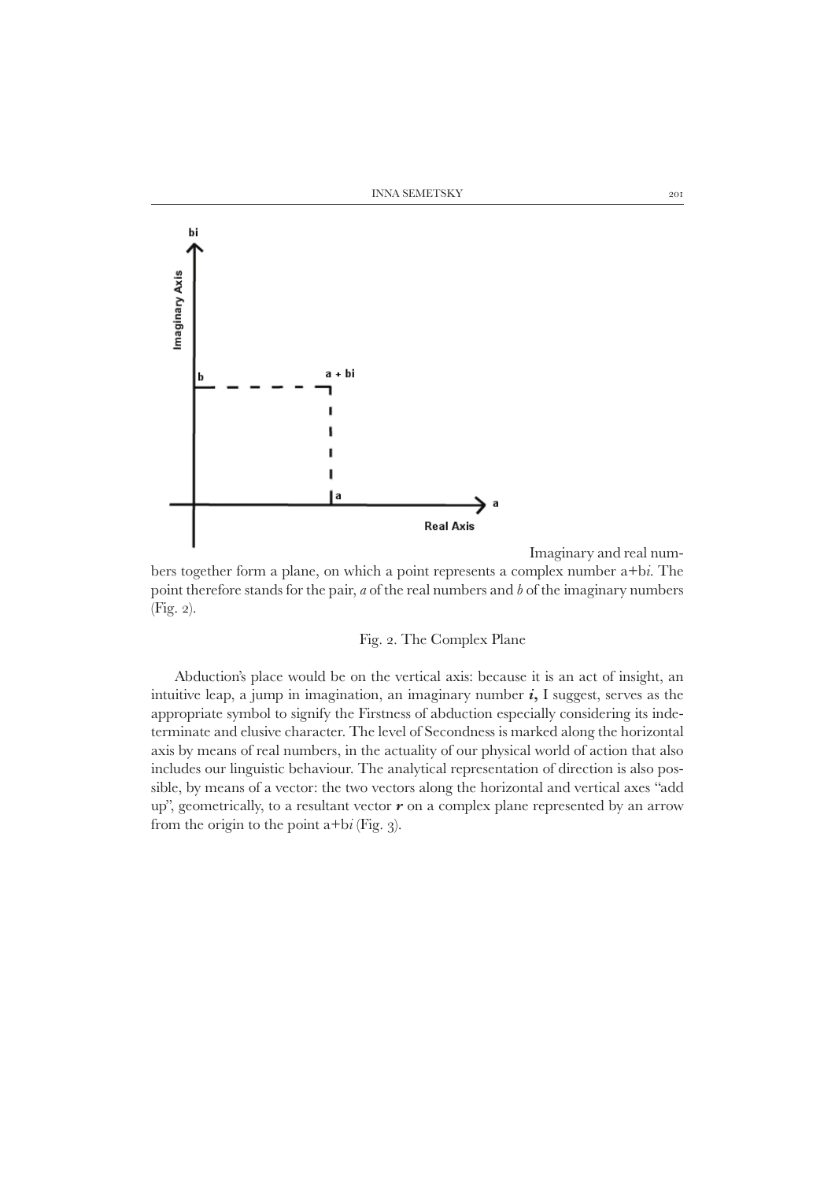Imaginary and real numbers together form a plane, on which a point represents a complex number a+b*i*. The point therefore stands for the pair, *a* of the real numbers and *b* of the imaginary numbers (Fig. 2).

Fig. 2. The Complex Plane

Abduction's place would be on the vertical axis: because it is an act of insight, an intuitive leap, a jump in imagination, an imaginary number ***i*,** I suggest, serves as the appropriate symbol to signify the Firstness of abduction especially considering its indeterminate and elusive character. The level of Secondness is marked along the horizontal axis by means of real numbers, in the actuality of our physical world of action that also includes our linguistic behaviour. The analytical representation of direction is also possible, by means of a vector: the two vectors along the horizontal and vertical axes "add up", geometrically, to a resultant vector ***r*** on a complex plane represented by an arrow from the origin to the point a+b*i* (Fig. 3).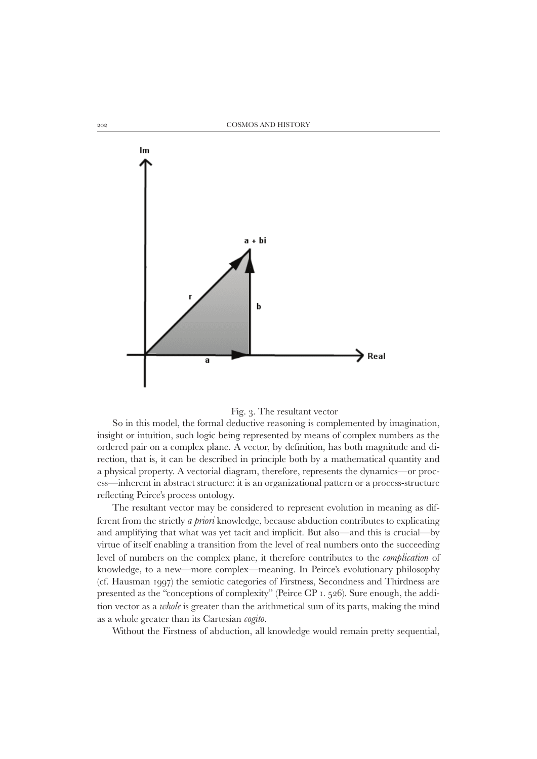Fig. 3. The resultant vector

So in this model, the formal deductive reasoning is complemented by imagination, insight or intuition, such logic being represented by means of complex numbers as the ordered pair on a complex plane. A vector, by definition, has both magnitude and direction, that is, it can be described in principle both by a mathematical quantity and a physical property. A vectorial diagram, therefore, represents the dynamics—or process—inherent in abstract structure: it is an organizational pattern or a process-structure reflecting Peirce's process ontology.

The resultant vector may be considered to represent evolution in meaning as different from the strictly *a priori* knowledge, because abduction contributes to explicating and amplifying that what was yet tacit and implicit. But also—and this is crucial—by virtue of itself enabling a transition from the level of real numbers onto the succeeding level of numbers on the complex plane, it therefore contributes to the *complication* of knowledge, to a new—more complex—meaning. In Peirce's evolutionary philosophy (cf. Hausman 1997) the semiotic categories of Firstness, Secondness and Thirdness are presented as the "conceptions of complexity" (Peirce CP 1. 526). Sure enough, the addition vector as a *whole* is greater than the arithmetical sum of its parts, making the mind as a whole greater than its Cartesian *cogito*.

Without the Firstness of abduction, all knowledge would remain pretty sequential,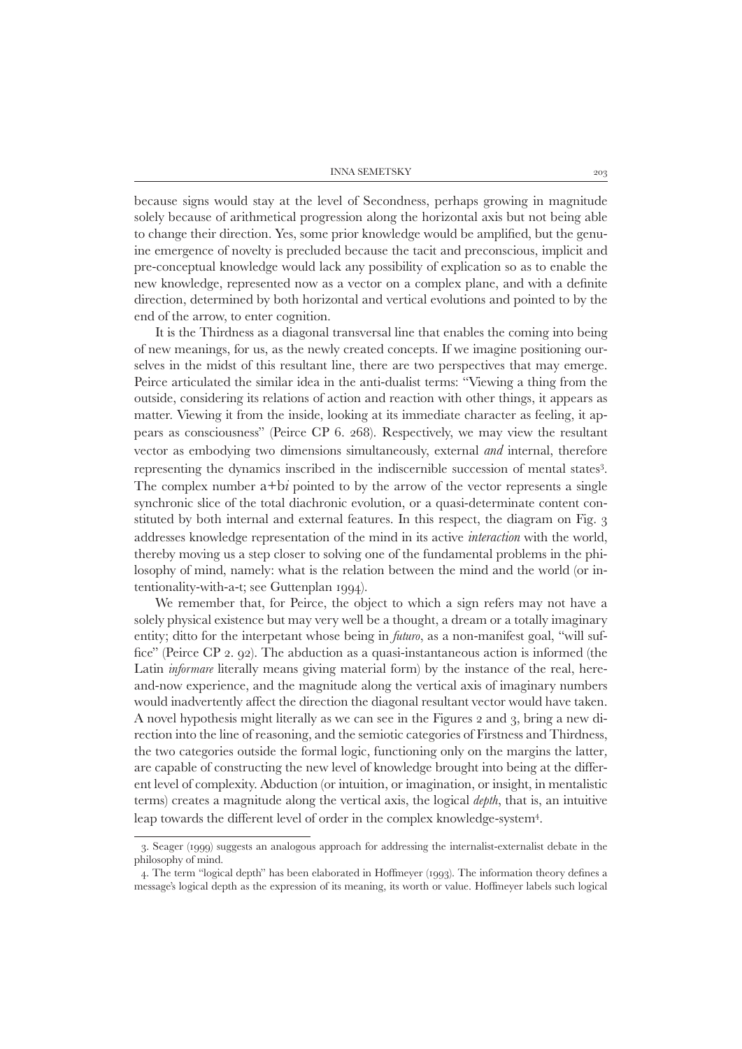because signs would stay at the level of Secondness, perhaps growing in magnitude solely because of arithmetical progression along the horizontal axis but not being able to change their direction. Yes, some prior knowledge would be amplified, but the genuine emergence of novelty is precluded because the tacit and preconscious, implicit and pre-conceptual knowledge would lack any possibility of explication so as to enable the new knowledge, represented now as a vector on a complex plane, and with a definite direction, determined by both horizontal and vertical evolutions and pointed to by the end of the arrow, to enter cognition.

It is the Thirdness as a diagonal transversal line that enables the coming into being of new meanings, for us, as the newly created concepts. If we imagine positioning ourselves in the midst of this resultant line, there are two perspectives that may emerge. Peirce articulated the similar idea in the anti-dualist terms: "Viewing a thing from the outside, considering its relations of action and reaction with other things, it appears as matter. Viewing it from the inside, looking at its immediate character as feeling, it appears as consciousness" (Peirce CP 6. 268). Respectively, we may view the resultant vector as embodying two dimensions simultaneously, external *and* internal, therefore representing the dynamics inscribed in the indiscernible succession of mental states[3]. The complex number $a+bi$ pointed to by the arrow of the vector represents a single synchronic slice of the total diachronic evolution, or a quasi-determinate content constituted by both internal and external features. In this respect, the diagram on Fig. 3 addresses knowledge representation of the mind in its active *interaction* with the world, thereby moving us a step closer to solving one of the fundamental problems in the philosophy of mind, namely: what is the relation between the mind and the world (or intentionality-with-a-t; see Guttenplan 1994).

We remember that, for Peirce, the object to which a sign refers may not have a solely physical existence but may very well be a thought, a dream or a totally imaginary entity; ditto for the interpetant whose being in *futuro*, as a non-manifest goal, "will suffice" (Peirce CP 2. 92). The abduction as a quasi-instantaneous action is informed (the Latin *informare* literally means giving material form) by the instance of the real, here-and-now experience, and the magnitude along the vertical axis of imaginary numbers would inadvertently affect the direction the diagonal resultant vector would have taken. A novel hypothesis might literally as we can see in the Figures 2 and 3, bring a new direction into the line of reasoning, and the semiotic categories of Firstness and Thirdness, the two categories outside the formal logic, functioning only on the margins the latter, are capable of constructing the new level of knowledge brought into being at the different level of complexity. Abduction (or intuition, or imagination, or insight, in mentalistic terms) creates a magnitude along the vertical axis, the logical *depth*, that is, an intuitive leap towards the different level of order in the complex knowledge-system[4].

---

3. Seager (1999) suggests an analogous approach for addressing the internalist-externalist debate in the philosophy of mind.

4. The term "logical depth" has been elaborated in Hoffmeyer (1993). The information theory defines a message's logical depth as the expression of its meaning, its worth or value. Hoffmeyer labels such logical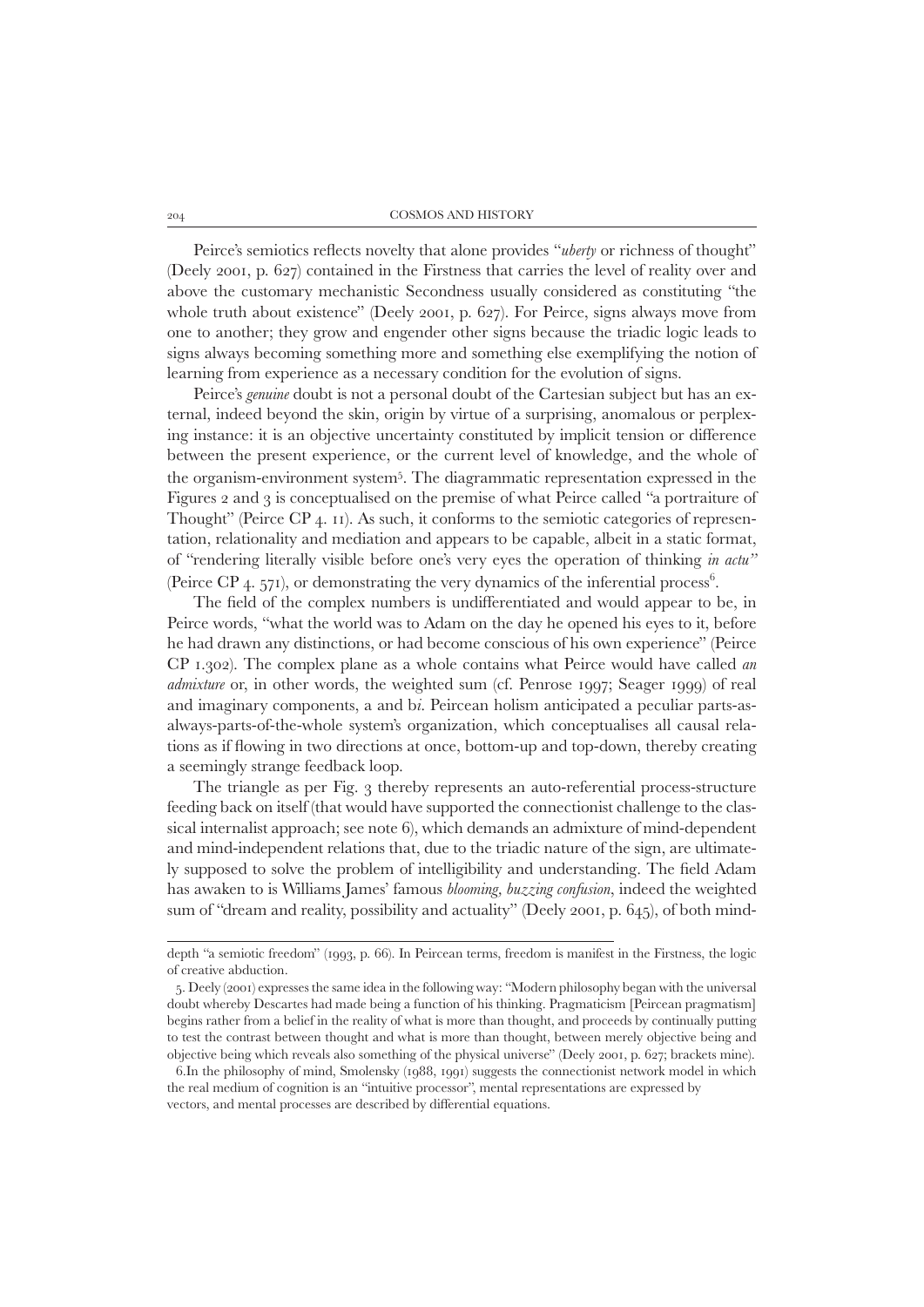Peirce's semiotics reflects novelty that alone provides "*uberty* or richness of thought" (Deely 2001, p. 627) contained in the Firstness that carries the level of reality over and above the customary mechanistic Secondness usually considered as constituting "the whole truth about existence" (Deely 2001, p. 627). For Peirce, signs always move from one to another; they grow and engender other signs because the triadic logic leads to signs always becoming something more and something else exemplifying the notion of learning from experience as a necessary condition for the evolution of signs.

Peirce's *genuine* doubt is not a personal doubt of the Cartesian subject but has an external, indeed beyond the skin, origin by virtue of a surprising, anomalous or perplexing instance: it is an objective uncertainty constituted by implicit tension or difference between the present experience, or the current level of knowledge, and the whole of the organism-environment system[5]. The diagrammatic representation expressed in the Figures 2 and 3 is conceptualised on the premise of what Peirce called "a portraiture of Thought" (Peirce CP 4. 11). As such, it conforms to the semiotic categories of representation, relationality and mediation and appears to be capable, albeit in a static format, of "rendering literally visible before one's very eyes the operation of thinking *in actu*" (Peirce CP 4. 571), or demonstrating the very dynamics of the inferential process[6].

The field of the complex numbers is undifferentiated and would appear to be, in Peirce words, "what the world was to Adam on the day he opened his eyes to it, before he had drawn any distinctions, or had become conscious of his own experience" (Peirce CP 1.302). The complex plane as a whole contains what Peirce would have called *an admixture* or, in other words, the weighted sum (cf. Penrose 1997; Seager 1999) of real and imaginary components, a and b*i*. Peircean holism anticipated a peculiar parts-as-always-parts-of-the-whole system's organization, which conceptualises all causal relations as if flowing in two directions at once, bottom-up and top-down, thereby creating a seemingly strange feedback loop.

The triangle as per Fig. 3 thereby represents an auto-referential process-structure feeding back on itself (that would have supported the connectionist challenge to the classical internalist approach; see note 6), which demands an admixture of mind-dependent and mind-independent relations that, due to the triadic nature of the sign, are ultimately supposed to solve the problem of intelligibility and understanding. The field Adam has awaken to is Williams James' famous *blooming, buzzing confusion*, indeed the weighted sum of "dream and reality, possibility and actuality" (Deely 2001, p. 645), of both mind-

---

depth "a semiotic freedom" (1993, p. 66). In Peircean terms, freedom is manifest in the Firstness, the logic of creative abduction.

5. Deely (2001) expresses the same idea in the following way: "Modern philosophy began with the universal doubt whereby Descartes had made being a function of his thinking. Pragmaticism [Peircean pragmatism] begins rather from a belief in the reality of what is more than thought, and proceeds by continually putting to test the contrast between thought and what is more than thought, between merely objective being and objective being which reveals also something of the physical universe" (Deely 2001, p. 627; brackets mine).

6. In the philosophy of mind, Smolensky (1988, 1991) suggests the connectionist network model in which the real medium of cognition is an "intuitive processor", mental representations are expressed by vectors, and mental processes are described by differential equations.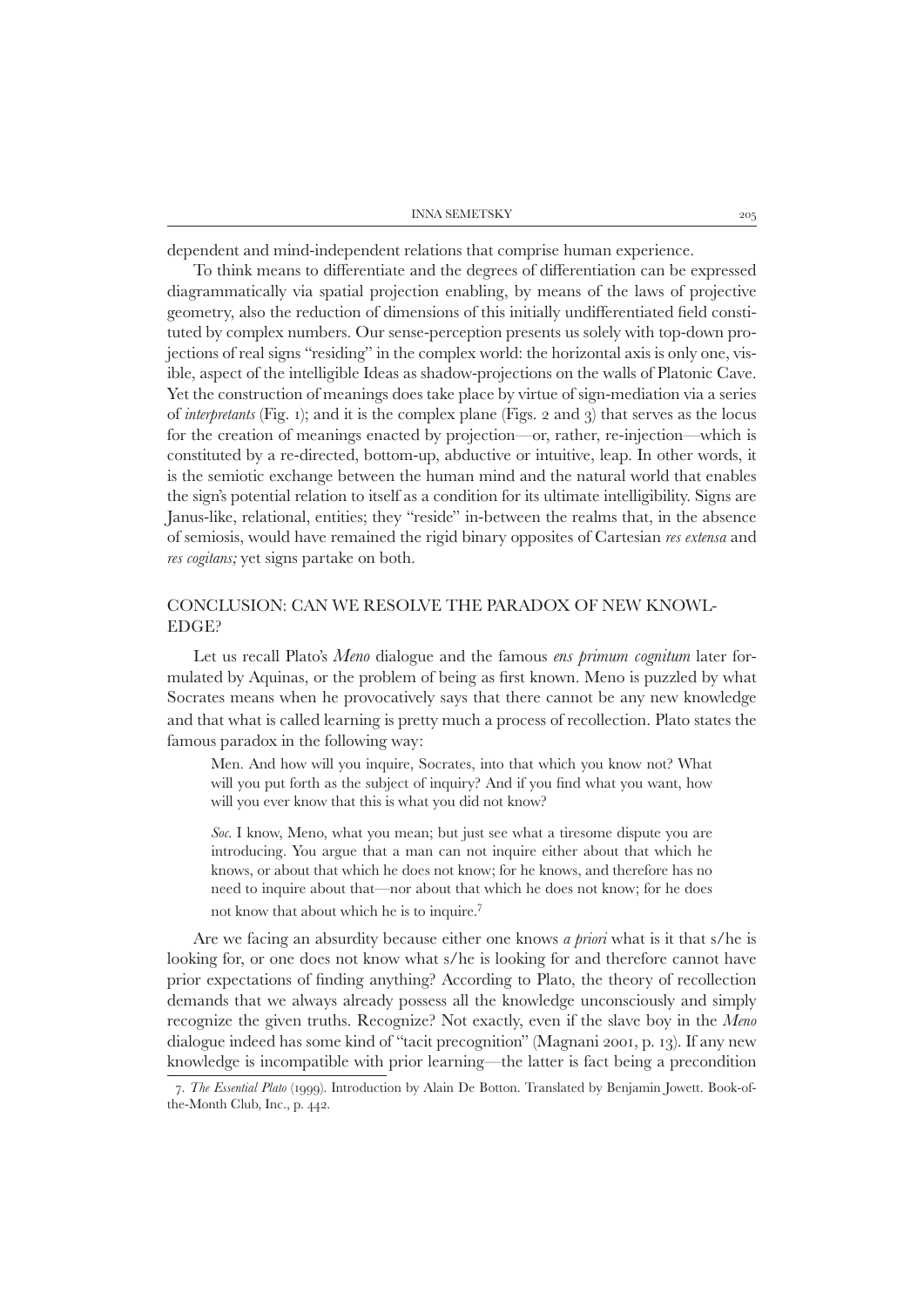dependent and mind-independent relations that comprise human experience.

To think means to differentiate and the degrees of differentiation can be expressed diagrammatically via spatial projection enabling, by means of the laws of projective geometry, also the reduction of dimensions of this initially undifferentiated field constituted by complex numbers. Our sense-perception presents us solely with top-down projections of real signs "residing" in the complex world: the horizontal axis is only one, visible, aspect of the intelligible Ideas as shadow-projections on the walls of Platonic Cave. Yet the construction of meanings does take place by virtue of sign-mediation via a series of *interpretants* (Fig. 1); and it is the complex plane (Figs. 2 and 3) that serves as the locus for the creation of meanings enacted by projection—or, rather, re-injection—which is constituted by a re-directed, bottom-up, abductive or intuitive, leap. In other words, it is the semiotic exchange between the human mind and the natural world that enables the sign's potential relation to itself as a condition for its ultimate intelligibility. Signs are Janus-like, relational, entities; they "reside" in-between the realms that, in the absence of semiosis, would have remained the rigid binary opposites of Cartesian *res extensa* and *res cogitans;* yet signs partake on both.

## CONCLUSION: CAN WE RESOLVE THE PARADOX OF NEW KNOWLEDGE?

Let us recall Plato's *Meno* dialogue and the famous *ens primum cognitum* later formulated by Aquinas, or the problem of being as first known. Meno is puzzled by what Socrates means when he provocatively says that there cannot be any new knowledge and that what is called learning is pretty much a process of recollection. Plato states the famous paradox in the following way:

> Men. And how will you inquire, Socrates, into that which you know not? What will you put forth as the subject of inquiry? And if you find what you want, how will you ever know that this is what you did not know?
>
> *Soc.* I know, Meno, what you mean; but just see what a tiresome dispute you are introducing. You argue that a man can not inquire either about that which he knows, or about that which he does not know; for he knows, and therefore has no need to inquire about that—nor about that which he does not know; for he does not know that about which he is to inquire.[7]

Are we facing an absurdity because either one knows *a priori* what is it that s/he is looking for, or one does not know what s/he is looking for and therefore cannot have prior expectations of finding anything? According to Plato, the theory of recollection demands that we always already possess all the knowledge unconsciously and simply recognize the given truths. Recognize? Not exactly, even if the slave boy in the *Meno* dialogue indeed has some kind of "tacit precognition" (Magnani 2001, p. 13). If any new knowledge is incompatible with prior learning—the latter is fact being a precondition

7. *The Essential Plato* (1999). Introduction by Alain De Botton. Translated by Benjamin Jowett. Book-of-the-Month Club, Inc., p. 442.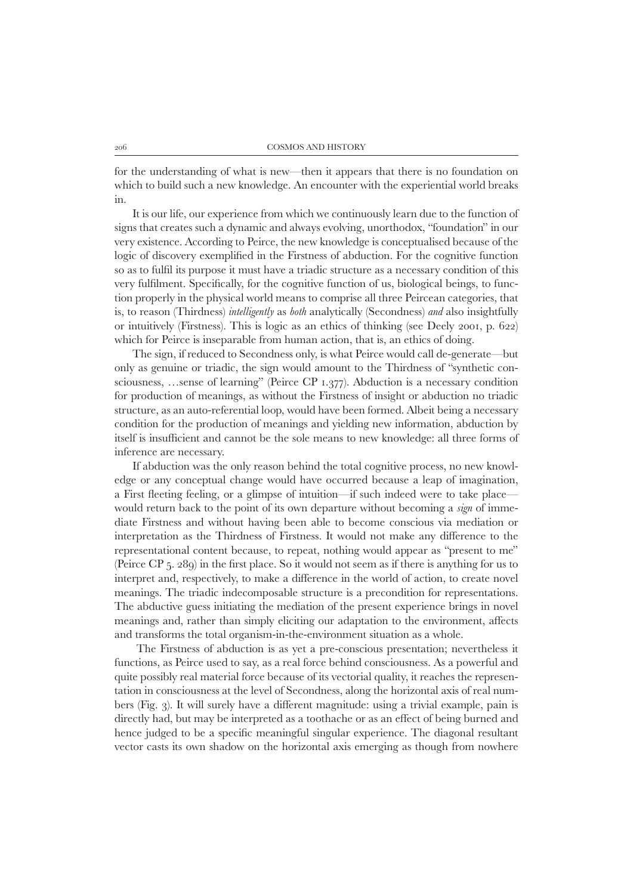for the understanding of what is new—then it appears that there is no foundation on which to build such a new knowledge. An encounter with the experiential world breaks in.

It is our life, our experience from which we continuously learn due to the function of signs that creates such a dynamic and always evolving, unorthodox, "foundation" in our very existence. According to Peirce, the new knowledge is conceptualised because of the logic of discovery exemplified in the Firstness of abduction. For the cognitive function so as to fulfil its purpose it must have a triadic structure as a necessary condition of this very fulfilment. Specifically, for the cognitive function of us, biological beings, to function properly in the physical world means to comprise all three Peircean categories, that is, to reason (Thirdness) *intelligently* as *both* analytically (Secondness) *and* also insightfully or intuitively (Firstness). This is logic as an ethics of thinking (see Deely 2001, p. 622) which for Peirce is inseparable from human action, that is, an ethics of doing.

The sign, if reduced to Secondness only, is what Peirce would call de-generate—but only as genuine or triadic, the sign would amount to the Thirdness of "synthetic consciousness, …sense of learning" (Peirce CP 1.377). Abduction is a necessary condition for production of meanings, as without the Firstness of insight or abduction no triadic structure, as an auto-referential loop, would have been formed. Albeit being a necessary condition for the production of meanings and yielding new information, abduction by itself is insufficient and cannot be the sole means to new knowledge: all three forms of inference are necessary.

If abduction was the only reason behind the total cognitive process, no new knowledge or any conceptual change would have occurred because a leap of imagination, a First fleeting feeling, or a glimpse of intuition—if such indeed were to take place—would return back to the point of its own departure without becoming a *sign* of immediate Firstness and without having been able to become conscious via mediation or interpretation as the Thirdness of Firstness. It would not make any difference to the representational content because, to repeat, nothing would appear as "present to me" (Peirce CP 5. 289) in the first place. So it would not seem as if there is anything for us to interpret and, respectively, to make a difference in the world of action, to create novel meanings. The triadic indecomposable structure is a precondition for representations. The abductive guess initiating the mediation of the present experience brings in novel meanings and, rather than simply eliciting our adaptation to the environment, affects and transforms the total organism-in-the-environment situation as a whole.

The Firstness of abduction is as yet a pre-conscious presentation; nevertheless it functions, as Peirce used to say, as a real force behind consciousness. As a powerful and quite possibly real material force because of its vectorial quality, it reaches the representation in consciousness at the level of Secondness, along the horizontal axis of real numbers (Fig. 3). It will surely have a different magnitude: using a trivial example, pain is directly had, but may be interpreted as a toothache or as an effect of being burned and hence judged to be a specific meaningful singular experience. The diagonal resultant vector casts its own shadow on the horizontal axis emerging as though from nowhere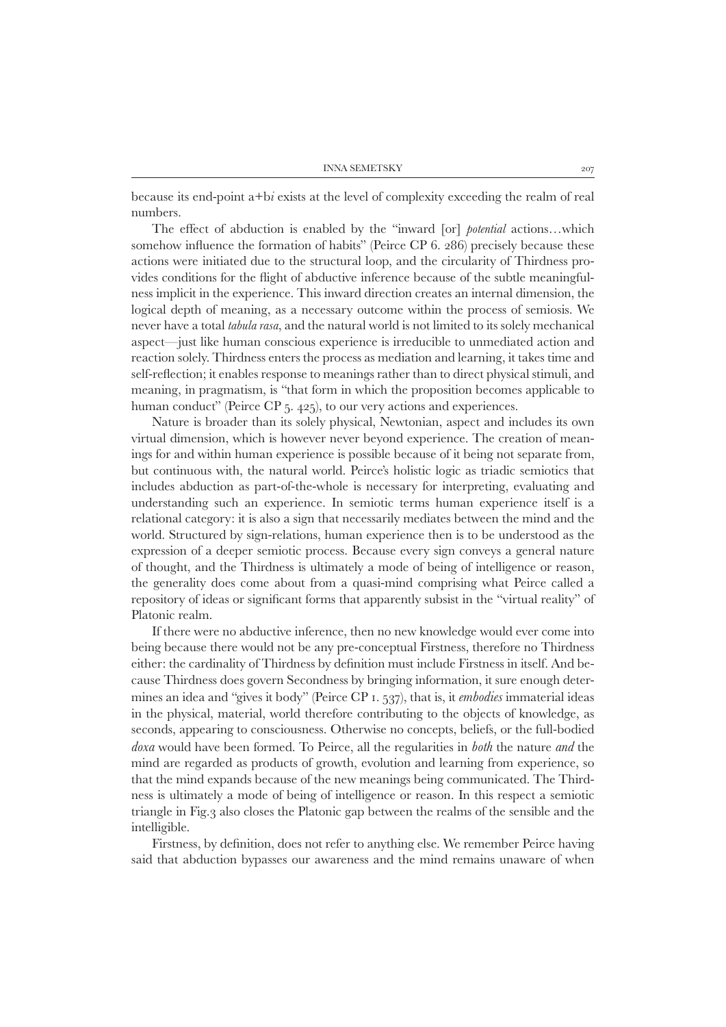because its end-point $a+bi$ exists at the level of complexity exceeding the realm of real numbers.

The effect of abduction is enabled by the "inward [or] *potential* actions…which somehow influence the formation of habits" (Peirce CP 6. 286) precisely because these actions were initiated due to the structural loop, and the circularity of Thirdness provides conditions for the flight of abductive inference because of the subtle meaningfulness implicit in the experience. This inward direction creates an internal dimension, the logical depth of meaning, as a necessary outcome within the process of semiosis. We never have a total *tabula rasa*, and the natural world is not limited to its solely mechanical aspect—just like human conscious experience is irreducible to unmediated action and reaction solely. Thirdness enters the process as mediation and learning, it takes time and self-reflection; it enables response to meanings rather than to direct physical stimuli, and meaning, in pragmatism, is "that form in which the proposition becomes applicable to human conduct" (Peirce CP 5. 425), to our very actions and experiences.

Nature is broader than its solely physical, Newtonian, aspect and includes its own virtual dimension, which is however never beyond experience. The creation of meanings for and within human experience is possible because of it being not separate from, but continuous with, the natural world. Peirce's holistic logic as triadic semiotics that includes abduction as part-of-the-whole is necessary for interpreting, evaluating and understanding such an experience. In semiotic terms human experience itself is a relational category: it is also a sign that necessarily mediates between the mind and the world. Structured by sign-relations, human experience then is to be understood as the expression of a deeper semiotic process. Because every sign conveys a general nature of thought, and the Thirdness is ultimately a mode of being of intelligence or reason, the generality does come about from a quasi-mind comprising what Peirce called a repository of ideas or significant forms that apparently subsist in the "virtual reality" of Platonic realm.

If there were no abductive inference, then no new knowledge would ever come into being because there would not be any pre-conceptual Firstness, therefore no Thirdness either: the cardinality of Thirdness by definition must include Firstness in itself. And because Thirdness does govern Secondness by bringing information, it sure enough determines an idea and "gives it body" (Peirce CP 1. 537), that is, it *embodies* immaterial ideas in the physical, material, world therefore contributing to the objects of knowledge, as seconds, appearing to consciousness. Otherwise no concepts, beliefs, or the full-bodied *doxa* would have been formed. To Peirce, all the regularities in *both* the nature *and* the mind are regarded as products of growth, evolution and learning from experience, so that the mind expands because of the new meanings being communicated. The Thirdness is ultimately a mode of being of intelligence or reason. In this respect a semiotic triangle in Fig.3 also closes the Platonic gap between the realms of the sensible and the intelligible.

Firstness, by definition, does not refer to anything else. We remember Peirce having said that abduction bypasses our awareness and the mind remains unaware of when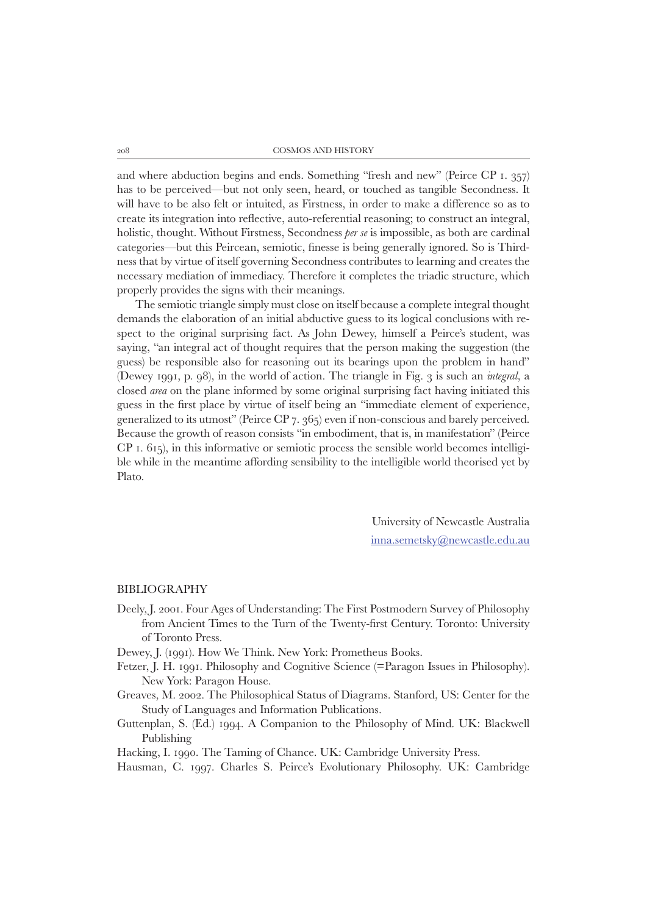and where abduction begins and ends. Something "fresh and new" (Peirce CP 1. 357) has to be perceived—but not only seen, heard, or touched as tangible Secondness. It will have to be also felt or intuited, as Firstness, in order to make a difference so as to create its integration into reflective, auto-referential reasoning; to construct an integral, holistic, thought. Without Firstness, Secondness *per se* is impossible, as both are cardinal categories—but this Peircean, semiotic, finesse is being generally ignored. So is Thirdness that by virtue of itself governing Secondness contributes to learning and creates the necessary mediation of immediacy. Therefore it completes the triadic structure, which properly provides the signs with their meanings.

The semiotic triangle simply must close on itself because a complete integral thought demands the elaboration of an initial abductive guess to its logical conclusions with respect to the original surprising fact. As John Dewey, himself a Peirce's student, was saying, "an integral act of thought requires that the person making the suggestion (the guess) be responsible also for reasoning out its bearings upon the problem in hand" (Dewey 1991, p. 98), in the world of action. The triangle in Fig. 3 is such an *integral*, a closed *area* on the plane informed by some original surprising fact having initiated this guess in the first place by virtue of itself being an "immediate element of experience, generalized to its utmost" (Peirce CP 7. 365) even if non-conscious and barely perceived. Because the growth of reason consists "in embodiment, that is, in manifestation" (Peirce CP 1. 615), in this informative or semiotic process the sensible world becomes intelligible while in the meantime affording sensibility to the intelligible world theorised yet by Plato.

University of Newcastle Australia
inna.semetsky@newcastle.edu.au

## BIBLIOGRAPHY

Deely, J. 2001. Four Ages of Understanding: The First Postmodern Survey of Philosophy from Ancient Times to the Turn of the Twenty-first Century. Toronto: University of Toronto Press.

Dewey, J. (1991). How We Think. New York: Prometheus Books.

Fetzer, J. H. 1991. Philosophy and Cognitive Science (=Paragon Issues in Philosophy). New York: Paragon House.

Greaves, M. 2002. The Philosophical Status of Diagrams. Stanford, US: Center for the Study of Languages and Information Publications.

Guttenplan, S. (Ed.) 1994. A Companion to the Philosophy of Mind. UK: Blackwell Publishing

Hacking, I. 1990. The Taming of Chance. UK: Cambridge University Press.

Hausman, C. 1997. Charles S. Peirce's Evolutionary Philosophy. UK: Cambridge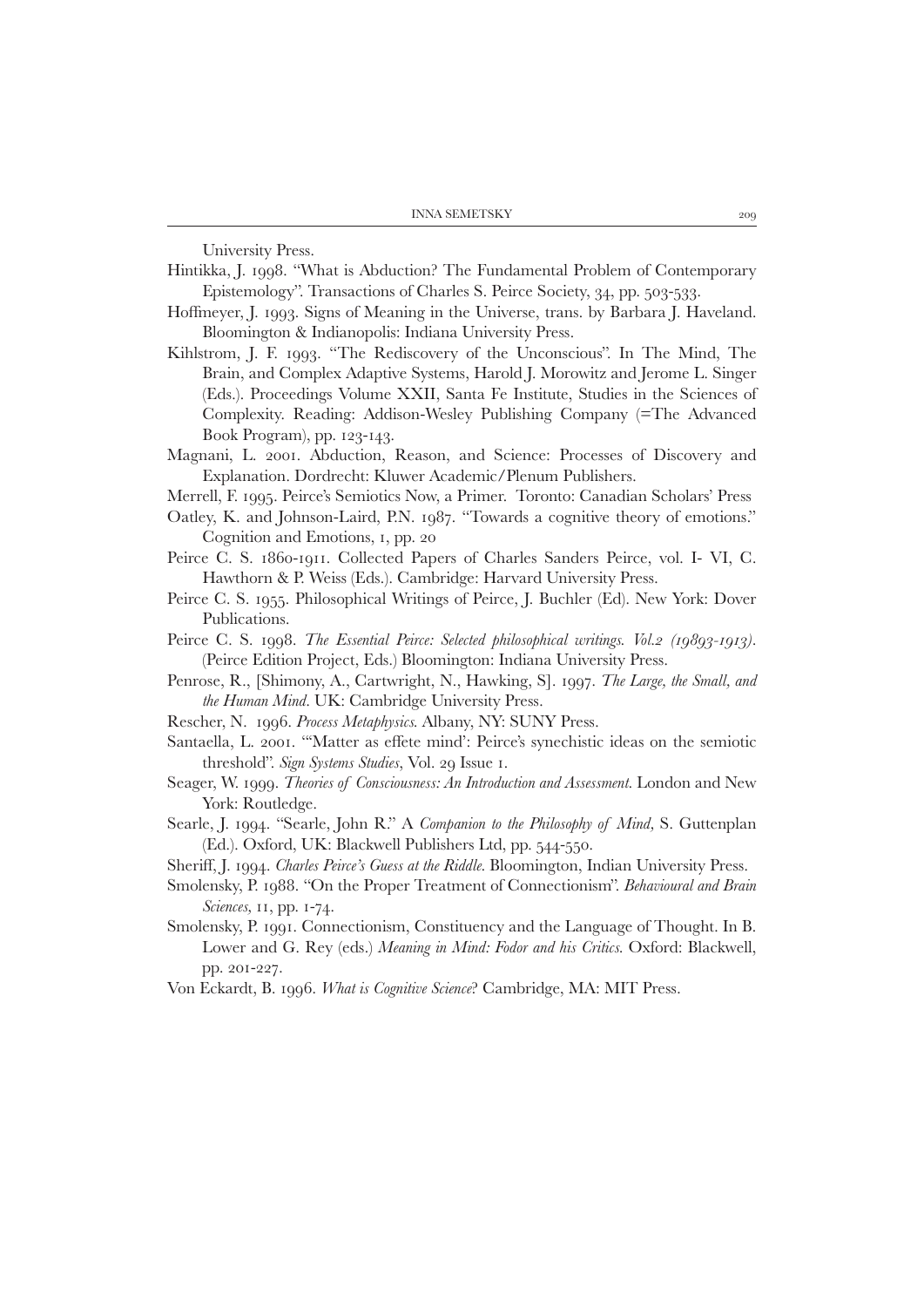University Press.

Hintikka, J. 1998. "What is Abduction? The Fundamental Problem of Contemporary Epistemology". Transactions of Charles S. Peirce Society, 34, pp. 503-533.

Hoffmeyer, J. 1993. Signs of Meaning in the Universe, trans. by Barbara J. Haveland. Bloomington & Indianopolis: Indiana University Press.

Kihlstrom, J. F. 1993. "The Rediscovery of the Unconscious". In The Mind, The Brain, and Complex Adaptive Systems, Harold J. Morowitz and Jerome L. Singer (Eds.). Proceedings Volume XXII, Santa Fe Institute, Studies in the Sciences of Complexity. Reading: Addison-Wesley Publishing Company (=The Advanced Book Program), pp. 123-143.

Magnani, L. 2001. Abduction, Reason, and Science: Processes of Discovery and Explanation. Dordrecht: Kluwer Academic/Plenum Publishers.

Merrell, F. 1995. Peirce's Semiotics Now, a Primer. Toronto: Canadian Scholars' Press

Oatley, K. and Johnson-Laird, P.N. 1987. "Towards a cognitive theory of emotions." Cognition and Emotions, 1, pp. 20

Peirce C. S. 1860-1911. Collected Papers of Charles Sanders Peirce, vol. I- VI, C. Hawthorn & P. Weiss (Eds.). Cambridge: Harvard University Press.

Peirce C. S. 1955. Philosophical Writings of Peirce, J. Buchler (Ed). New York: Dover Publications.

Peirce C. S. 1998. *The Essential Peirce: Selected philosophical writings. Vol.2 (19893-1913).* (Peirce Edition Project, Eds.) Bloomington: Indiana University Press.

Penrose, R., [Shimony, A., Cartwright, N., Hawking, S]. 1997. *The Large, the Small, and the Human Mind.* UK: Cambridge University Press.

Rescher, N. 1996. *Process Metaphysics.* Albany, NY: SUNY Press.

Santaella, L. 2001. "'Matter as effete mind': Peirce's synechistic ideas on the semiotic threshold". *Sign Systems Studies*, Vol. 29 Issue 1.

Seager, W. 1999. *Theories of Consciousness: An Introduction and Assessment.* London and New York: Routledge.

Searle, J. 1994. "Searle, John R." A *Companion to the Philosophy of Mind,* S. Guttenplan (Ed.). Oxford, UK: Blackwell Publishers Ltd, pp. 544-550.

Sheriff, J. 1994. *Charles Peirce's Guess at the Riddle.* Bloomington, Indian University Press.

Smolensky, P. 1988. "On the Proper Treatment of Connectionism". *Behavioural and Brain Sciences,* 11, pp. 1-74.

Smolensky, P. 1991. Connectionism, Constituency and the Language of Thought. In B. Lower and G. Rey (eds.) *Meaning in Mind: Fodor and his Critics.* Oxford: Blackwell, pp. 201-227.

Von Eckardt, B. 1996. *What is Cognitive Science?* Cambridge, MA: MIT Press.